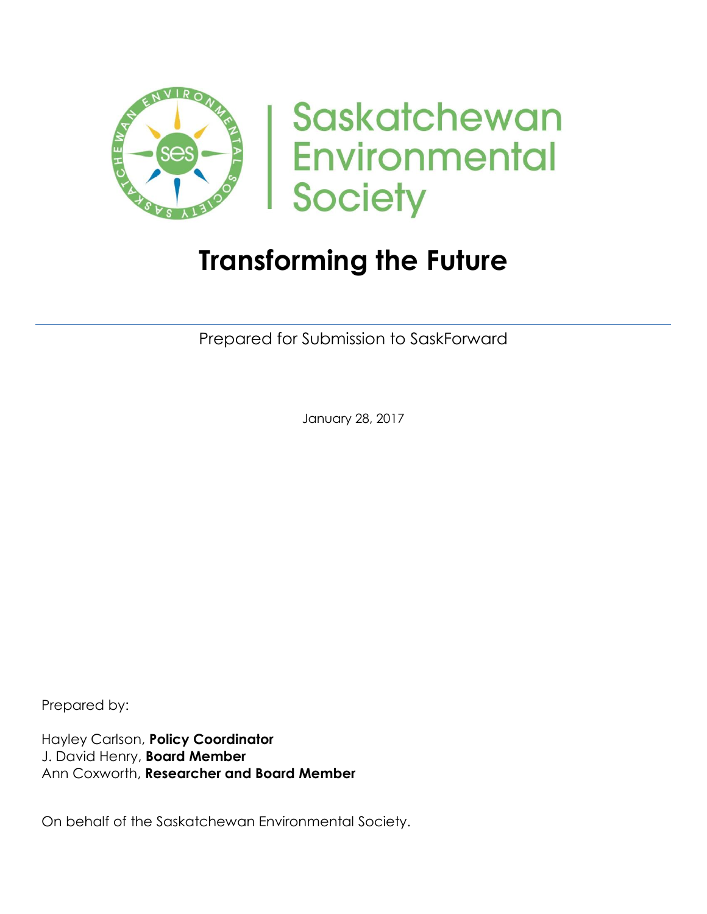Saskatchewan Environmental Society

# Transforming the Future

Prepared for Submission to SaskForward

January 28, 2017

Prepared by:

Hayley Carlson, **Policy Coordinator**
J. David Henry, **Board Member**
Ann Coxworth, **Researcher and Board Member**

On behalf of the Saskatchewan Environmental Society.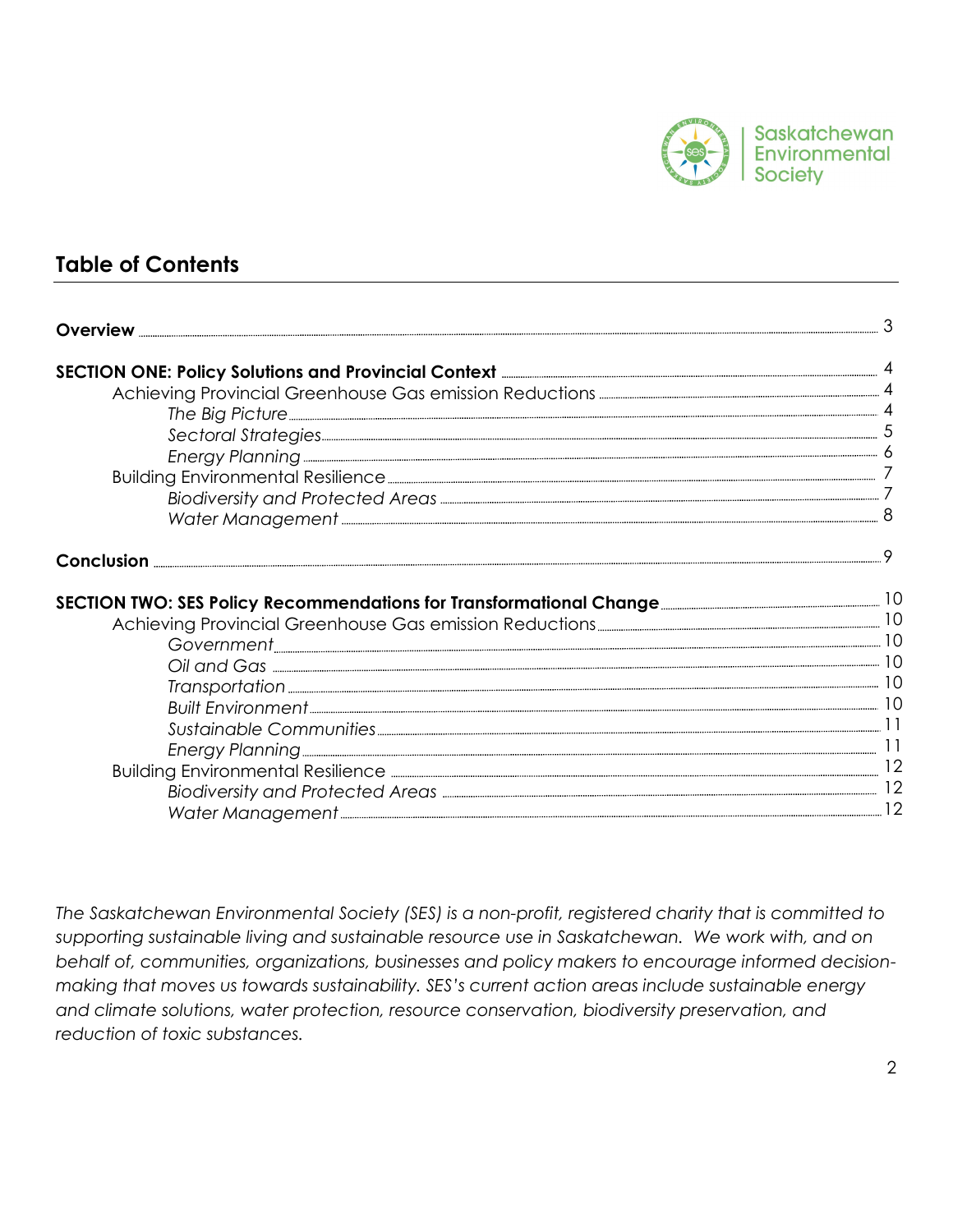Saskatchewan Environmental Society

## Table of Contents

**Overview** ........ 3

**SECTION ONE: Policy Solutions and Provincial Context** ........ 4
- Achieving Provincial Greenhouse Gas emission Reductions ........ 4
  - *The Big Picture* ........ 4
  - *Sectoral Strategies* ........ 5
  - *Energy Planning* ........ 6
- Building Environmental Resilience ........ 7
  - *Biodiversity and Protected Areas* ........ 7
  - *Water Management* ........ 8

**Conclusion** ........ 9

**SECTION TWO: SES Policy Recommendations for Transformational Change** ........ 10
- Achieving Provincial Greenhouse Gas emission Reductions ........ 10
  - *Government* ........ 10
  - *Oil and Gas* ........ 10
  - *Transportation* ........ 10
  - *Built Environment* ........ 10
  - *Sustainable Communities* ........ 11
  - *Energy Planning* ........ 11
- Building Environmental Resilience ........ 12
  - *Biodiversity and Protected Areas* ........ 12
  - *Water Management* ........ 12

*The Saskatchewan Environmental Society (SES) is a non-profit, registered charity that is committed to supporting sustainable living and sustainable resource use in Saskatchewan. We work with, and on behalf of, communities, organizations, businesses and policy makers to encourage informed decision-making that moves us towards sustainability. SES's current action areas include sustainable energy and climate solutions, water protection, resource conservation, biodiversity preservation, and reduction of toxic substances.*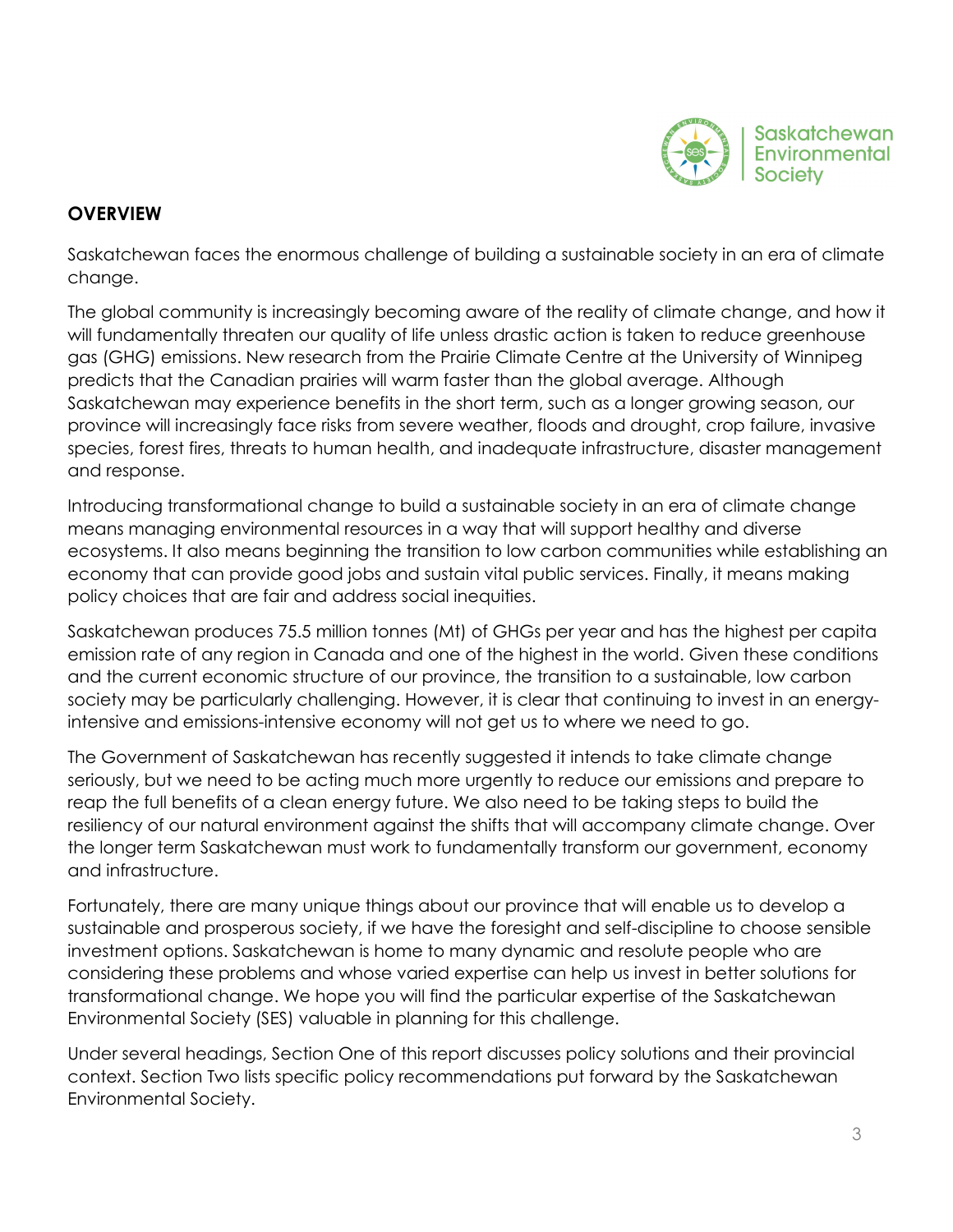## OVERVIEW

Saskatchewan faces the enormous challenge of building a sustainable society in an era of climate change.

The global community is increasingly becoming aware of the reality of climate change, and how it will fundamentally threaten our quality of life unless drastic action is taken to reduce greenhouse gas (GHG) emissions. New research from the Prairie Climate Centre at the University of Winnipeg predicts that the Canadian prairies will warm faster than the global average. Although Saskatchewan may experience benefits in the short term, such as a longer growing season, our province will increasingly face risks from severe weather, floods and drought, crop failure, invasive species, forest fires, threats to human health, and inadequate infrastructure, disaster management and response.

Introducing transformational change to build a sustainable society in an era of climate change means managing environmental resources in a way that will support healthy and diverse ecosystems. It also means beginning the transition to low carbon communities while establishing an economy that can provide good jobs and sustain vital public services. Finally, it means making policy choices that are fair and address social inequities.

Saskatchewan produces 75.5 million tonnes (Mt) of GHGs per year and has the highest per capita emission rate of any region in Canada and one of the highest in the world. Given these conditions and the current economic structure of our province, the transition to a sustainable, low carbon society may be particularly challenging. However, it is clear that continuing to invest in an energy-intensive and emissions-intensive economy will not get us to where we need to go.

The Government of Saskatchewan has recently suggested it intends to take climate change seriously, but we need to be acting much more urgently to reduce our emissions and prepare to reap the full benefits of a clean energy future. We also need to be taking steps to build the resiliency of our natural environment against the shifts that will accompany climate change. Over the longer term Saskatchewan must work to fundamentally transform our government, economy and infrastructure.

Fortunately, there are many unique things about our province that will enable us to develop a sustainable and prosperous society, if we have the foresight and self-discipline to choose sensible investment options. Saskatchewan is home to many dynamic and resolute people who are considering these problems and whose varied expertise can help us invest in better solutions for transformational change. We hope you will find the particular expertise of the Saskatchewan Environmental Society (SES) valuable in planning for this challenge.

Under several headings, Section One of this report discusses policy solutions and their provincial context. Section Two lists specific policy recommendations put forward by the Saskatchewan Environmental Society.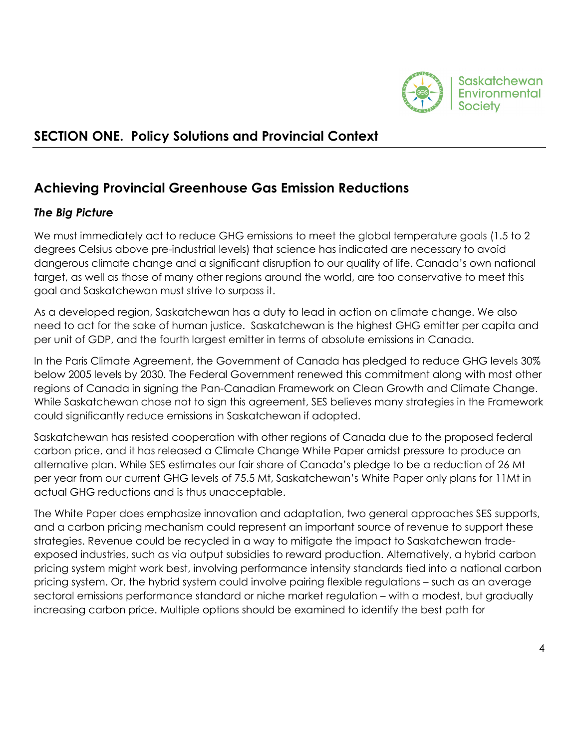# SECTION ONE. Policy Solutions and Provincial Context

## Achieving Provincial Greenhouse Gas Emission Reductions

### *The Big Picture*

We must immediately act to reduce GHG emissions to meet the global temperature goals (1.5 to 2 degrees Celsius above pre-industrial levels) that science has indicated are necessary to avoid dangerous climate change and a significant disruption to our quality of life. Canada's own national target, as well as those of many other regions around the world, are too conservative to meet this goal and Saskatchewan must strive to surpass it.

As a developed region, Saskatchewan has a duty to lead in action on climate change. We also need to act for the sake of human justice. Saskatchewan is the highest GHG emitter per capita and per unit of GDP, and the fourth largest emitter in terms of absolute emissions in Canada.

In the Paris Climate Agreement, the Government of Canada has pledged to reduce GHG levels 30% below 2005 levels by 2030. The Federal Government renewed this commitment along with most other regions of Canada in signing the Pan-Canadian Framework on Clean Growth and Climate Change. While Saskatchewan chose not to sign this agreement, SES believes many strategies in the Framework could significantly reduce emissions in Saskatchewan if adopted.

Saskatchewan has resisted cooperation with other regions of Canada due to the proposed federal carbon price, and it has released a Climate Change White Paper amidst pressure to produce an alternative plan. While SES estimates our fair share of Canada's pledge to be a reduction of 26 Mt per year from our current GHG levels of 75.5 Mt, Saskatchewan's White Paper only plans for 11Mt in actual GHG reductions and is thus unacceptable.

The White Paper does emphasize innovation and adaptation, two general approaches SES supports, and a carbon pricing mechanism could represent an important source of revenue to support these strategies. Revenue could be recycled in a way to mitigate the impact to Saskatchewan trade-exposed industries, such as via output subsidies to reward production. Alternatively, a hybrid carbon pricing system might work best, involving performance intensity standards tied into a national carbon pricing system. Or, the hybrid system could involve pairing flexible regulations – such as an average sectoral emissions performance standard or niche market regulation – with a modest, but gradually increasing carbon price. Multiple options should be examined to identify the best path for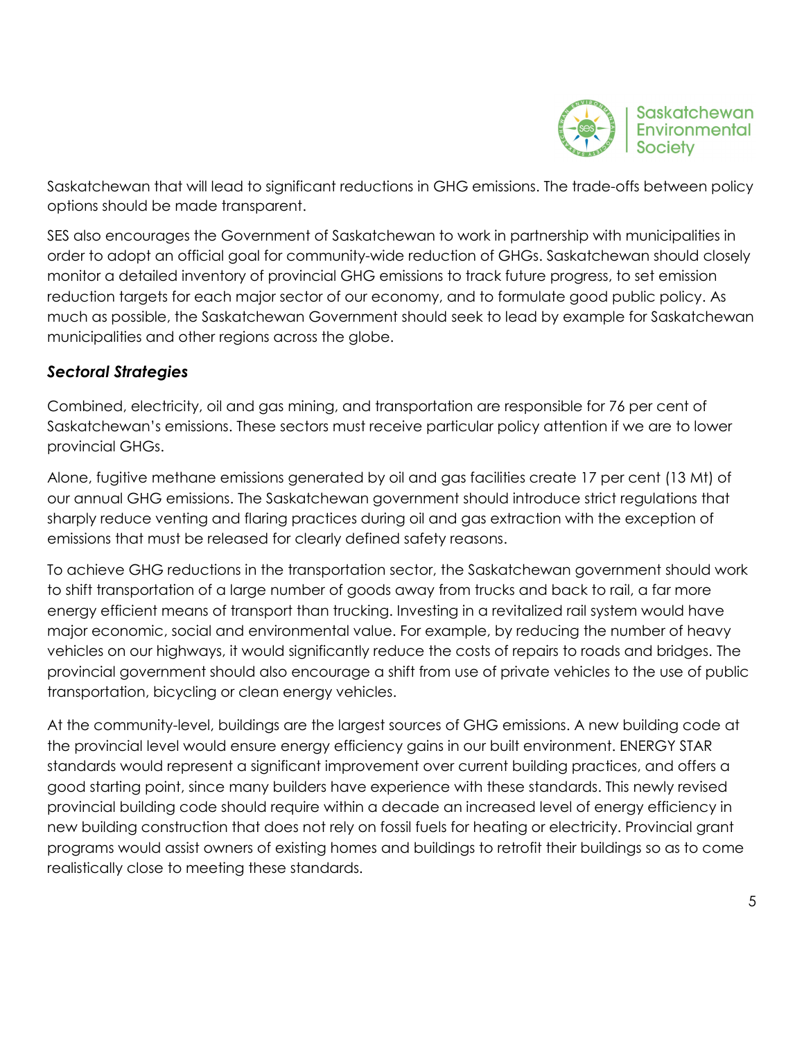Saskatchewan that will lead to significant reductions in GHG emissions. The trade-offs between policy options should be made transparent.

SES also encourages the Government of Saskatchewan to work in partnership with municipalities in order to adopt an official goal for community-wide reduction of GHGs. Saskatchewan should closely monitor a detailed inventory of provincial GHG emissions to track future progress, to set emission reduction targets for each major sector of our economy, and to formulate good public policy. As much as possible, the Saskatchewan Government should seek to lead by example for Saskatchewan municipalities and other regions across the globe.

### *Sectoral Strategies*

Combined, electricity, oil and gas mining, and transportation are responsible for 76 per cent of Saskatchewan's emissions. These sectors must receive particular policy attention if we are to lower provincial GHGs.

Alone, fugitive methane emissions generated by oil and gas facilities create 17 per cent (13 Mt) of our annual GHG emissions. The Saskatchewan government should introduce strict regulations that sharply reduce venting and flaring practices during oil and gas extraction with the exception of emissions that must be released for clearly defined safety reasons.

To achieve GHG reductions in the transportation sector, the Saskatchewan government should work to shift transportation of a large number of goods away from trucks and back to rail, a far more energy efficient means of transport than trucking. Investing in a revitalized rail system would have major economic, social and environmental value. For example, by reducing the number of heavy vehicles on our highways, it would significantly reduce the costs of repairs to roads and bridges. The provincial government should also encourage a shift from use of private vehicles to the use of public transportation, bicycling or clean energy vehicles.

At the community-level, buildings are the largest sources of GHG emissions. A new building code at the provincial level would ensure energy efficiency gains in our built environment. ENERGY STAR standards would represent a significant improvement over current building practices, and offers a good starting point, since many builders have experience with these standards. This newly revised provincial building code should require within a decade an increased level of energy efficiency in new building construction that does not rely on fossil fuels for heating or electricity. Provincial grant programs would assist owners of existing homes and buildings to retrofit their buildings so as to come realistically close to meeting these standards.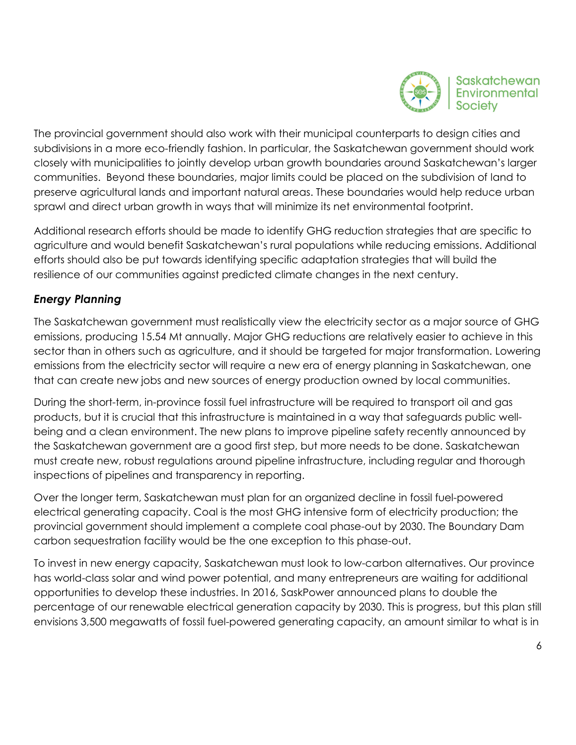The provincial government should also work with their municipal counterparts to design cities and subdivisions in a more eco-friendly fashion. In particular, the Saskatchewan government should work closely with municipalities to jointly develop urban growth boundaries around Saskatchewan's larger communities. Beyond these boundaries, major limits could be placed on the subdivision of land to preserve agricultural lands and important natural areas. These boundaries would help reduce urban sprawl and direct urban growth in ways that will minimize its net environmental footprint.

Additional research efforts should be made to identify GHG reduction strategies that are specific to agriculture and would benefit Saskatchewan's rural populations while reducing emissions. Additional efforts should also be put towards identifying specific adaptation strategies that will build the resilience of our communities against predicted climate changes in the next century.

### *Energy Planning*

The Saskatchewan government must realistically view the electricity sector as a major source of GHG emissions, producing 15.54 Mt annually. Major GHG reductions are relatively easier to achieve in this sector than in others such as agriculture, and it should be targeted for major transformation. Lowering emissions from the electricity sector will require a new era of energy planning in Saskatchewan, one that can create new jobs and new sources of energy production owned by local communities.

During the short-term, in-province fossil fuel infrastructure will be required to transport oil and gas products, but it is crucial that this infrastructure is maintained in a way that safeguards public well-being and a clean environment. The new plans to improve pipeline safety recently announced by the Saskatchewan government are a good first step, but more needs to be done. Saskatchewan must create new, robust regulations around pipeline infrastructure, including regular and thorough inspections of pipelines and transparency in reporting.

Over the longer term, Saskatchewan must plan for an organized decline in fossil fuel-powered electrical generating capacity. Coal is the most GHG intensive form of electricity production; the provincial government should implement a complete coal phase-out by 2030. The Boundary Dam carbon sequestration facility would be the one exception to this phase-out.

To invest in new energy capacity, Saskatchewan must look to low-carbon alternatives. Our province has world-class solar and wind power potential, and many entrepreneurs are waiting for additional opportunities to develop these industries. In 2016, SaskPower announced plans to double the percentage of our renewable electrical generation capacity by 2030. This is progress, but this plan still envisions 3,500 megawatts of fossil fuel-powered generating capacity, an amount similar to what is in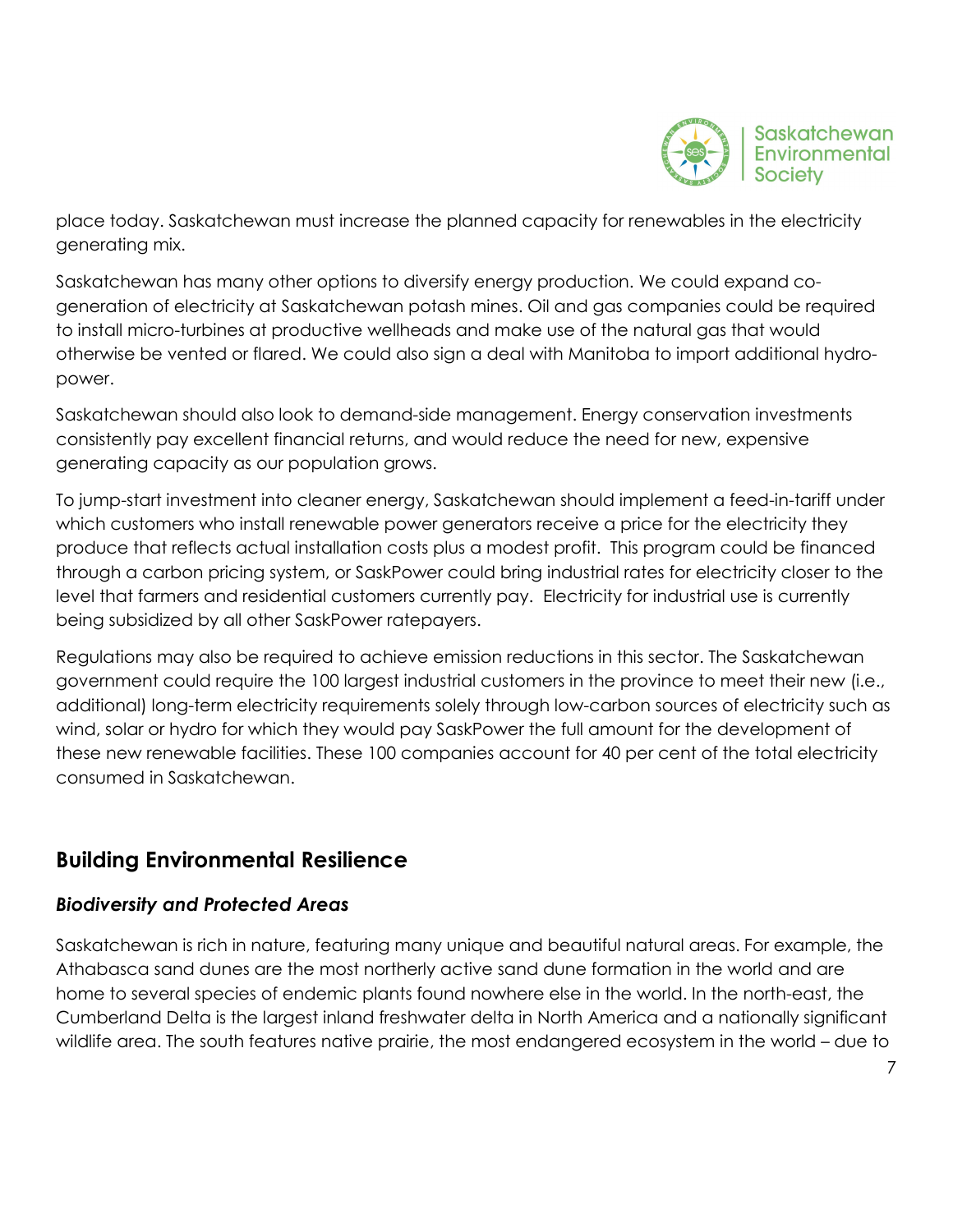place today. Saskatchewan must increase the planned capacity for renewables in the electricity generating mix.

Saskatchewan has many other options to diversify energy production. We could expand co-generation of electricity at Saskatchewan potash mines. Oil and gas companies could be required to install micro-turbines at productive wellheads and make use of the natural gas that would otherwise be vented or flared. We could also sign a deal with Manitoba to import additional hydro-power.

Saskatchewan should also look to demand-side management. Energy conservation investments consistently pay excellent financial returns, and would reduce the need for new, expensive generating capacity as our population grows.

To jump-start investment into cleaner energy, Saskatchewan should implement a feed-in-tariff under which customers who install renewable power generators receive a price for the electricity they produce that reflects actual installation costs plus a modest profit. This program could be financed through a carbon pricing system, or SaskPower could bring industrial rates for electricity closer to the level that farmers and residential customers currently pay. Electricity for industrial use is currently being subsidized by all other SaskPower ratepayers.

Regulations may also be required to achieve emission reductions in this sector. The Saskatchewan government could require the 100 largest industrial customers in the province to meet their new (i.e., additional) long-term electricity requirements solely through low-carbon sources of electricity such as wind, solar or hydro for which they would pay SaskPower the full amount for the development of these new renewable facilities. These 100 companies account for 40 per cent of the total electricity consumed in Saskatchewan.

## Building Environmental Resilience

### *Biodiversity and Protected Areas*

Saskatchewan is rich in nature, featuring many unique and beautiful natural areas. For example, the Athabasca sand dunes are the most northerly active sand dune formation in the world and are home to several species of endemic plants found nowhere else in the world. In the north-east, the Cumberland Delta is the largest inland freshwater delta in North America and a nationally significant wildlife area. The south features native prairie, the most endangered ecosystem in the world – due to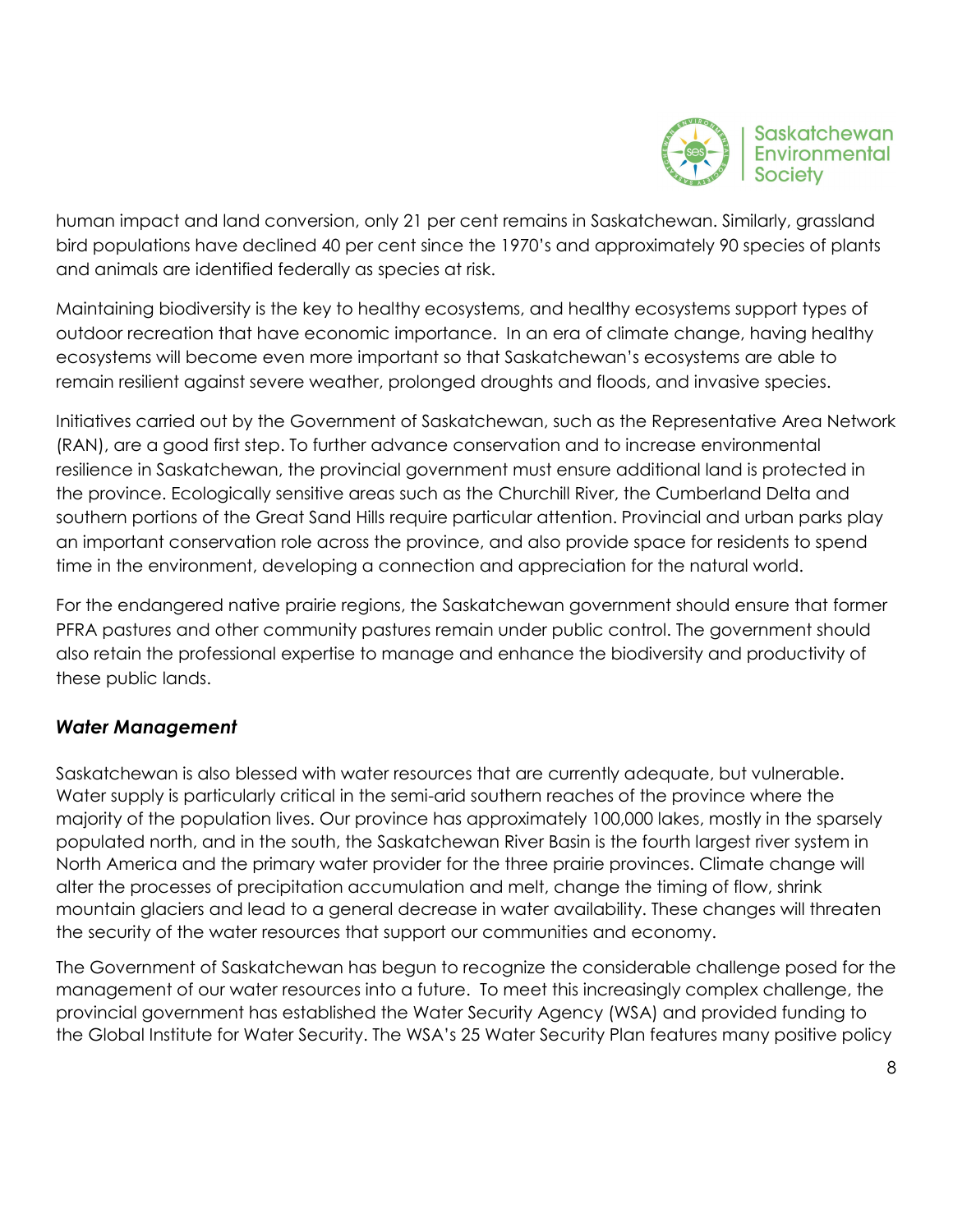human impact and land conversion, only 21 per cent remains in Saskatchewan. Similarly, grassland bird populations have declined 40 per cent since the 1970's and approximately 90 species of plants and animals are identified federally as species at risk.

Maintaining biodiversity is the key to healthy ecosystems, and healthy ecosystems support types of outdoor recreation that have economic importance. In an era of climate change, having healthy ecosystems will become even more important so that Saskatchewan's ecosystems are able to remain resilient against severe weather, prolonged droughts and floods, and invasive species.

Initiatives carried out by the Government of Saskatchewan, such as the Representative Area Network (RAN), are a good first step. To further advance conservation and to increase environmental resilience in Saskatchewan, the provincial government must ensure additional land is protected in the province. Ecologically sensitive areas such as the Churchill River, the Cumberland Delta and southern portions of the Great Sand Hills require particular attention. Provincial and urban parks play an important conservation role across the province, and also provide space for residents to spend time in the environment, developing a connection and appreciation for the natural world.

For the endangered native prairie regions, the Saskatchewan government should ensure that former PFRA pastures and other community pastures remain under public control. The government should also retain the professional expertise to manage and enhance the biodiversity and productivity of these public lands.

### *Water Management*

Saskatchewan is also blessed with water resources that are currently adequate, but vulnerable. Water supply is particularly critical in the semi-arid southern reaches of the province where the majority of the population lives. Our province has approximately 100,000 lakes, mostly in the sparsely populated north, and in the south, the Saskatchewan River Basin is the fourth largest river system in North America and the primary water provider for the three prairie provinces. Climate change will alter the processes of precipitation accumulation and melt, change the timing of flow, shrink mountain glaciers and lead to a general decrease in water availability. These changes will threaten the security of the water resources that support our communities and economy.

The Government of Saskatchewan has begun to recognize the considerable challenge posed for the management of our water resources into a future. To meet this increasingly complex challenge, the provincial government has established the Water Security Agency (WSA) and provided funding to the Global Institute for Water Security. The WSA's 25 Water Security Plan features many positive policy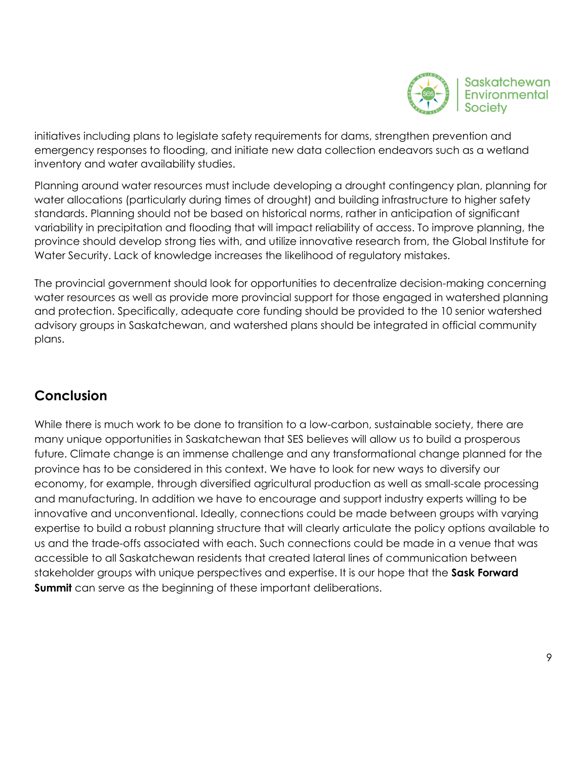initiatives including plans to legislate safety requirements for dams, strengthen prevention and emergency responses to flooding, and initiate new data collection endeavors such as a wetland inventory and water availability studies.

Planning around water resources must include developing a drought contingency plan, planning for water allocations (particularly during times of drought) and building infrastructure to higher safety standards. Planning should not be based on historical norms, rather in anticipation of significant variability in precipitation and flooding that will impact reliability of access. To improve planning, the province should develop strong ties with, and utilize innovative research from, the Global Institute for Water Security. Lack of knowledge increases the likelihood of regulatory mistakes.

The provincial government should look for opportunities to decentralize decision-making concerning water resources as well as provide more provincial support for those engaged in watershed planning and protection. Specifically, adequate core funding should be provided to the 10 senior watershed advisory groups in Saskatchewan, and watershed plans should be integrated in official community plans.

## Conclusion

While there is much work to be done to transition to a low-carbon, sustainable society, there are many unique opportunities in Saskatchewan that SES believes will allow us to build a prosperous future. Climate change is an immense challenge and any transformational change planned for the province has to be considered in this context. We have to look for new ways to diversify our economy, for example, through diversified agricultural production as well as small-scale processing and manufacturing. In addition we have to encourage and support industry experts willing to be innovative and unconventional. Ideally, connections could be made between groups with varying expertise to build a robust planning structure that will clearly articulate the policy options available to us and the trade-offs associated with each. Such connections could be made in a venue that was accessible to all Saskatchewan residents that created lateral lines of communication between stakeholder groups with unique perspectives and expertise. It is our hope that the **Sask Forward Summit** can serve as the beginning of these important deliberations.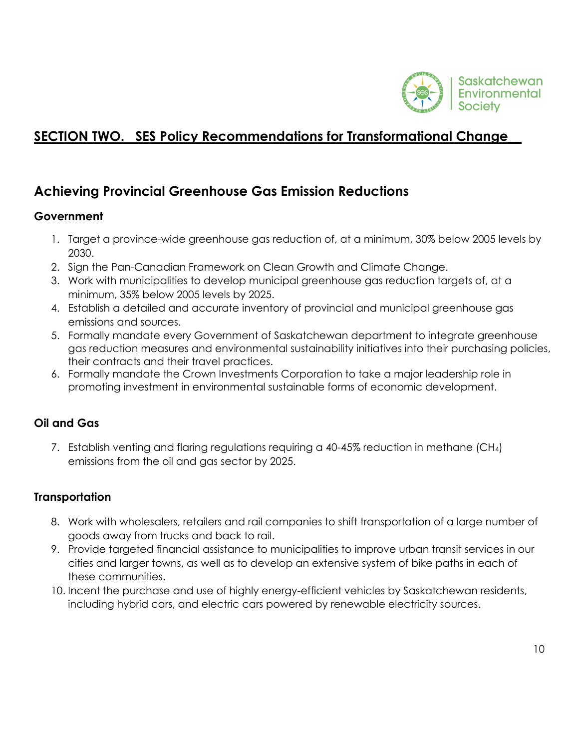## SECTION TWO. SES Policy Recommendations for Transformational Change

### Achieving Provincial Greenhouse Gas Emission Reductions

#### Government

1. Target a province-wide greenhouse gas reduction of, at a minimum, 30% below 2005 levels by 2030.
2. Sign the Pan-Canadian Framework on Clean Growth and Climate Change.
3. Work with municipalities to develop municipal greenhouse gas reduction targets of, at a minimum, 35% below 2005 levels by 2025.
4. Establish a detailed and accurate inventory of provincial and municipal greenhouse gas emissions and sources.
5. Formally mandate every Government of Saskatchewan department to integrate greenhouse gas reduction measures and environmental sustainability initiatives into their purchasing policies, their contracts and their travel practices.
6. Formally mandate the Crown Investments Corporation to take a major leadership role in promoting investment in environmental sustainable forms of economic development.

#### Oil and Gas

7. Establish venting and flaring regulations requiring a 40-45% reduction in methane ($CH_4$) emissions from the oil and gas sector by 2025.

#### Transportation

8. Work with wholesalers, retailers and rail companies to shift transportation of a large number of goods away from trucks and back to rail.
9. Provide targeted financial assistance to municipalities to improve urban transit services in our cities and larger towns, as well as to develop an extensive system of bike paths in each of these communities.
10. Incent the purchase and use of highly energy-efficient vehicles by Saskatchewan residents, including hybrid cars, and electric cars powered by renewable electricity sources.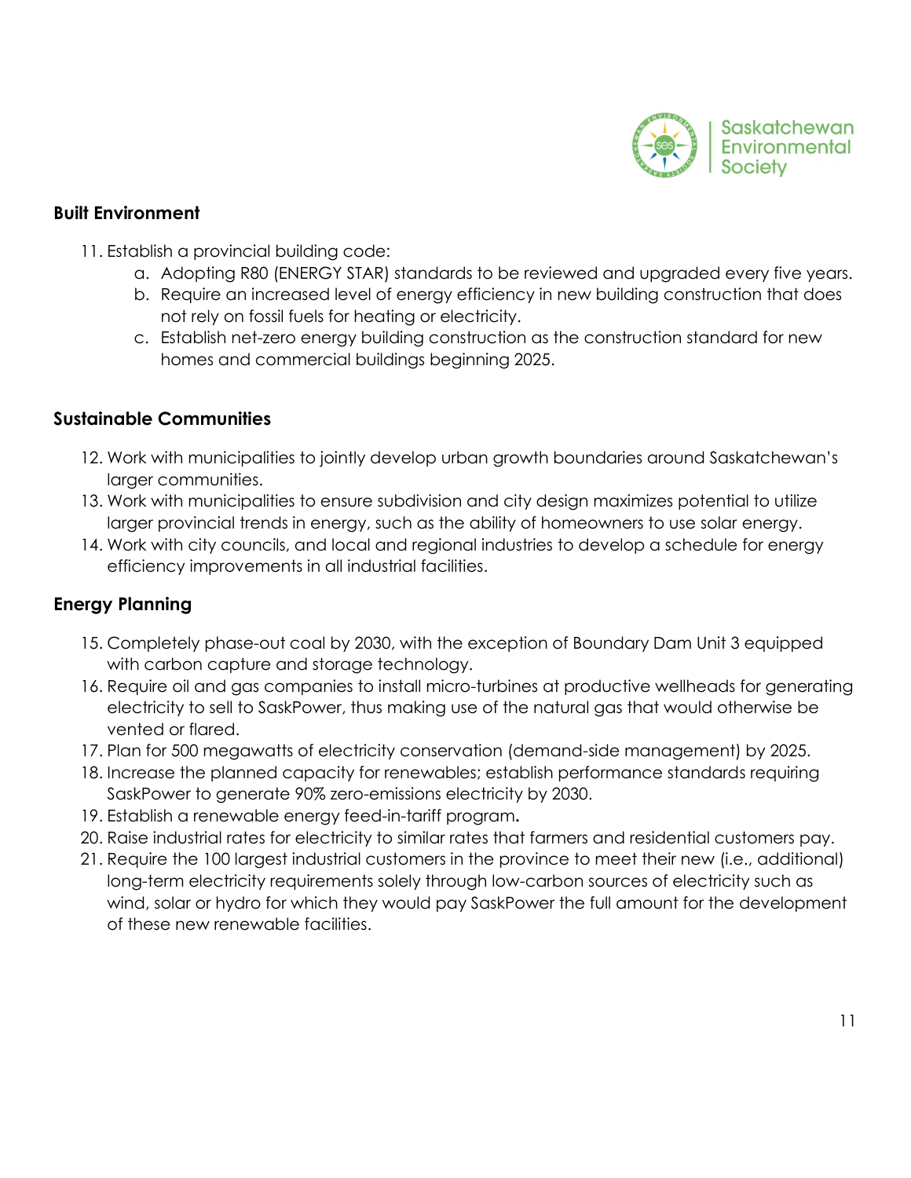## Built Environment

11. Establish a provincial building code:
    a. Adopting R80 (ENERGY STAR) standards to be reviewed and upgraded every five years.
    b. Require an increased level of energy efficiency in new building construction that does not rely on fossil fuels for heating or electricity.
    c. Establish net-zero energy building construction as the construction standard for new homes and commercial buildings beginning 2025.

## Sustainable Communities

12. Work with municipalities to jointly develop urban growth boundaries around Saskatchewan's larger communities.
13. Work with municipalities to ensure subdivision and city design maximizes potential to utilize larger provincial trends in energy, such as the ability of homeowners to use solar energy.
14. Work with city councils, and local and regional industries to develop a schedule for energy efficiency improvements in all industrial facilities.

## Energy Planning

15. Completely phase-out coal by 2030, with the exception of Boundary Dam Unit 3 equipped with carbon capture and storage technology.
16. Require oil and gas companies to install micro-turbines at productive wellheads for generating electricity to sell to SaskPower, thus making use of the natural gas that would otherwise be vented or flared.
17. Plan for 500 megawatts of electricity conservation (demand-side management) by 2025.
18. Increase the planned capacity for renewables; establish performance standards requiring SaskPower to generate 90% zero-emissions electricity by 2030.
19. Establish a renewable energy feed-in-tariff program.
20. Raise industrial rates for electricity to similar rates that farmers and residential customers pay.
21. Require the 100 largest industrial customers in the province to meet their new (i.e., additional) long-term electricity requirements solely through low-carbon sources of electricity such as wind, solar or hydro for which they would pay SaskPower the full amount for the development of these new renewable facilities.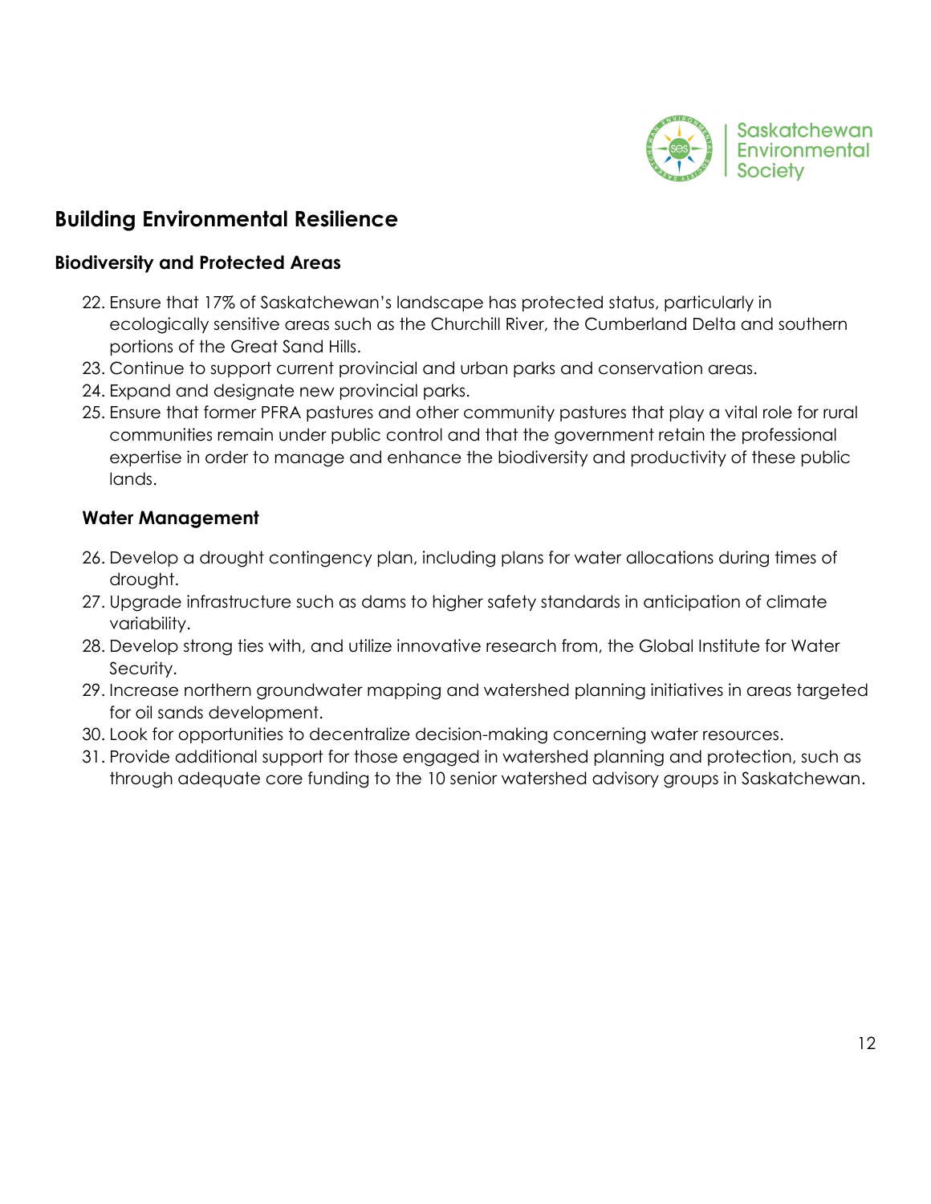## Building Environmental Resilience

### Biodiversity and Protected Areas

22. Ensure that 17% of Saskatchewan's landscape has protected status, particularly in ecologically sensitive areas such as the Churchill River, the Cumberland Delta and southern portions of the Great Sand Hills.
23. Continue to support current provincial and urban parks and conservation areas.
24. Expand and designate new provincial parks.
25. Ensure that former PFRA pastures and other community pastures that play a vital role for rural communities remain under public control and that the government retain the professional expertise in order to manage and enhance the biodiversity and productivity of these public lands.

### Water Management

26. Develop a drought contingency plan, including plans for water allocations during times of drought.
27. Upgrade infrastructure such as dams to higher safety standards in anticipation of climate variability.
28. Develop strong ties with, and utilize innovative research from, the Global Institute for Water Security.
29. Increase northern groundwater mapping and watershed planning initiatives in areas targeted for oil sands development.
30. Look for opportunities to decentralize decision-making concerning water resources.
31. Provide additional support for those engaged in watershed planning and protection, such as through adequate core funding to the 10 senior watershed advisory groups in Saskatchewan.